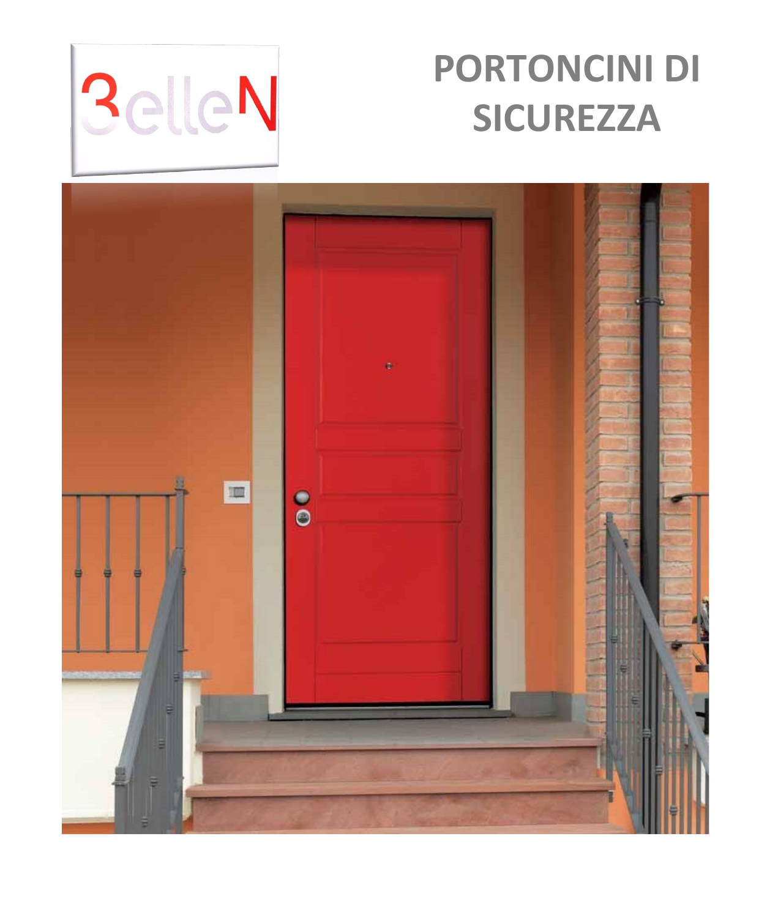3elleN

# PORTONCINI DI SICUREZZA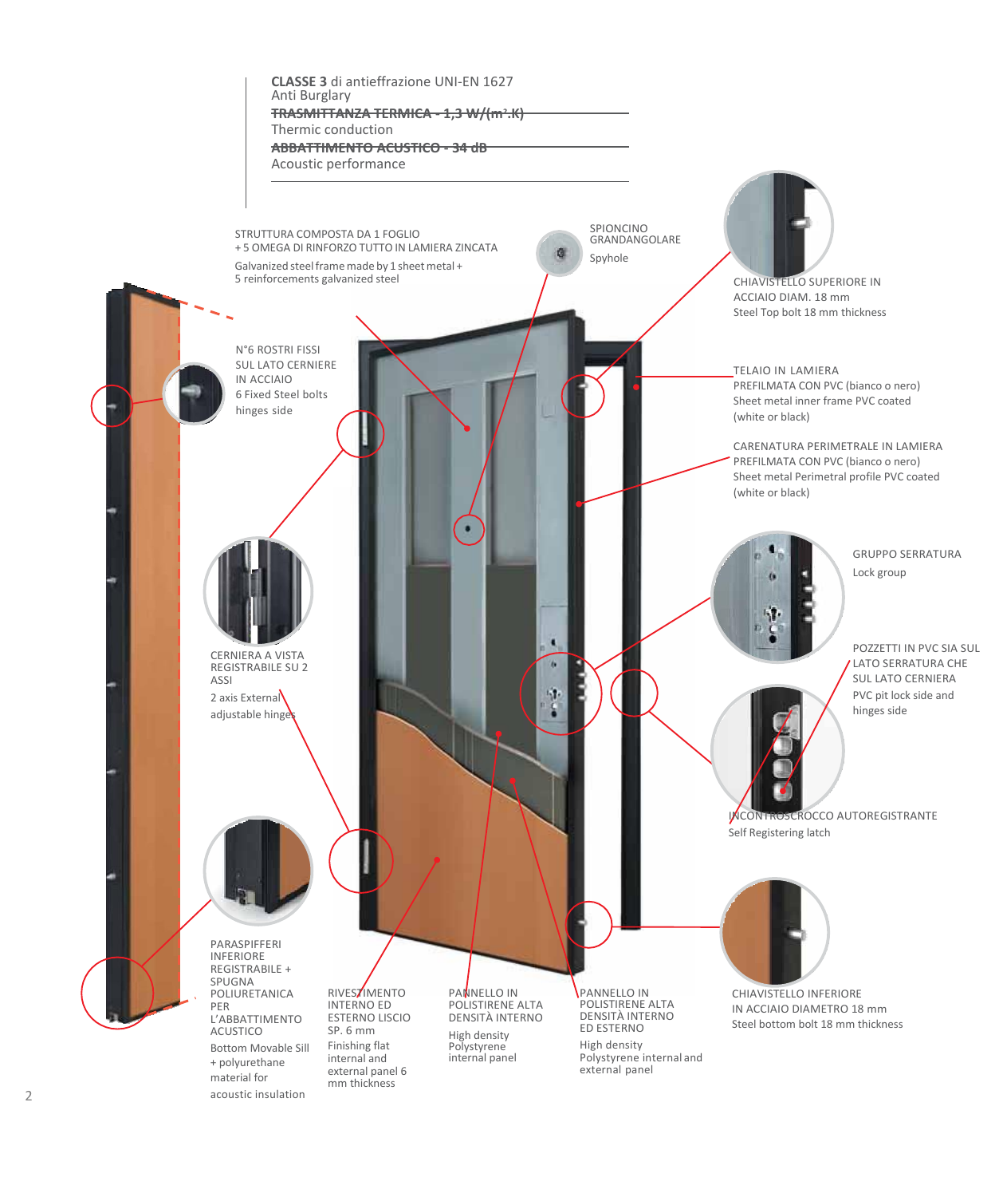**CLASSE 3** di antieffrazione UNI-EN 1627
Anti Burglary

~~TRASMITTANZA TERMICA - 1,3 W/(m².K)~~
Thermic conduction

~~ABBATTIMENTO ACUSTICO - 34 dB~~
Acoustic performance

STRUTTURA COMPOSTA DA 1 FOGLIO + 5 OMEGA DI RINFORZO TUTTO IN LAMIERA ZINCATA
Galvanized steel frame made by 1 sheet metal + 5 reinforcements galvanized steel

SPIONCINO GRANDANGOLARE
Spyhole

CHIAVISTELLO SUPERIORE IN ACCIAIO DIAM. 18 mm
Steel Top bolt 18 mm thickness

N°6 ROSTRI FISSI SUL LATO CERNIERE IN ACCIAIO
6 Fixed Steel bolts hinges side

TELAIO IN LAMIERA PREFILMATA CON PVC (bianco o nero)
Sheet metal inner frame PVC coated (white or black)

CARENATURA PERIMETRALE IN LAMIERA PREFILMATA CON PVC (bianco o nero)
Sheet metal Perimetral profile PVC coated (white or black)

GRUPPO SERRATURA
Lock group

CERNIERA A VISTA REGISTRABILE SU 2 ASSI
2 axis External adjustable hinges

POZZETTI IN PVC SIA SUL LATO SERRATURA CHE SUL LATO CERNIERA
PVC pit lock side and hinges side

INCONTROSCROCCO AUTOREGISTRANTE
Self Registering latch

PARASPIFFERI INFERIORE REGISTRABILE + SPUGNA POLIURETANICA PER L'ABBATTIMENTO ACUSTICO
Bottom Movable Sill + polyurethane material for acoustic insulation

RIVESTIMENTO INTERNO ED ESTERNO LISCIO SP. 6 mm
Finishing flat internal and external panel 6 mm thickness

PANNELLO IN POLISTIRENE ALTA DENSITÀ INTERNO
High density Polystyrene internal panel

PANNELLO IN POLISTIRENE ALTA DENSITÀ INTERNO ED ESTERNO
High density Polystyrene internal and external panel

CHIAVISTELLO INFERIORE IN ACCIAIO DIAMETRO 18 mm
Steel bottom bolt 18 mm thickness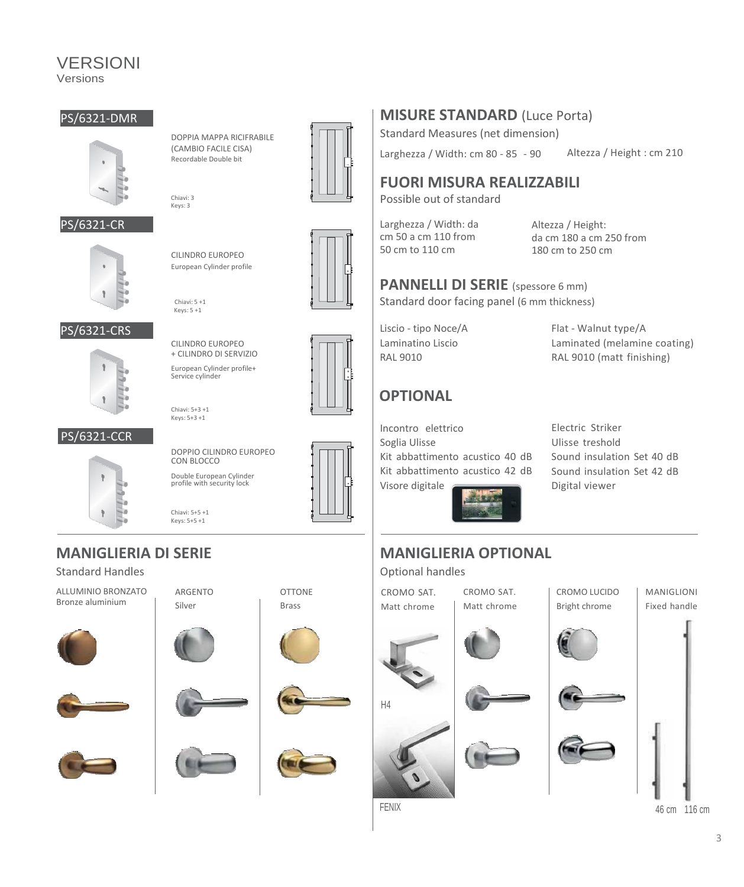# VERSIONI

Versions

## PS/6321-DMR

DOPPIA MAPPA RICIFRABILE (CAMBIO FACILE CISA)
Recordable Double bit

Chiavi: 3
Keys: 3

## PS/6321-CR

CILINDRO EUROPEO
European Cylinder profile

Chiavi: 5 +1
Keys: 5 +1

## PS/6321-CRS

CILINDRO EUROPEO + CILINDRO DI SERVIZIO
European Cylinder profile+ Service cylinder

Chiavi: 5+3 +1
Keys: 5+3 +1

## PS/6321-CCR

DOPPIO CILINDRO EUROPEO CON BLOCCO
Double European Cylinder profile with security lock

Chiavi: 5+5 +1
Keys: 5+5 +1

## MISURE STANDARD (Luce Porta)

Standard Measures (net dimension)

Larghezza / Width: cm 80 - 85 - 90

Altezza / Height : cm 210

## FUORI MISURA REALIZZABILI

Possible out of standard

Larghezza / Width: da cm 50 a cm 110 from 50 cm to 110 cm

Altezza / Height: da cm 180 a cm 250 from 180 cm to 250 cm

## PANNELLI DI SERIE (spessore 6 mm)

Standard door facing panel (6 mm thickness)

| | |
|---|---|
| Liscio - tipo Noce/A | Flat - Walnut type/A |
| Laminatino Liscio | Laminated (melamine coating) |
| RAL 9010 | RAL 9010 (matt finishing) |

## OPTIONAL

| | |
|---|---|
| Incontro elettrico | Electric Striker |
| Soglia Ulisse | Ulisse treshold |
| Kit abbattimento acustico 40 dB | Sound insulation Set 40 dB |
| Kit abbattimento acustico 42 dB | Sound insulation Set 42 dB |
| Visore digitale | Digital viewer |

## MANIGLIERIA DI SERIE

Standard Handles

| ALLUMINIO BRONZATO | ARGENTO | OTTONE |
|---|---|---|
| Bronze aluminium | Silver | Brass |

## MANIGLIERIA OPTIONAL

Optional handles

| CROMO SAT. | CROMO SAT. | CROMO LUCIDO | MANIGLIONI |
|---|---|---|---|
| Matt chrome | Matt chrome | Bright chrome | Fixed handle |
| H4 | | | |
| FENIX | | | 46 cm 116 cm |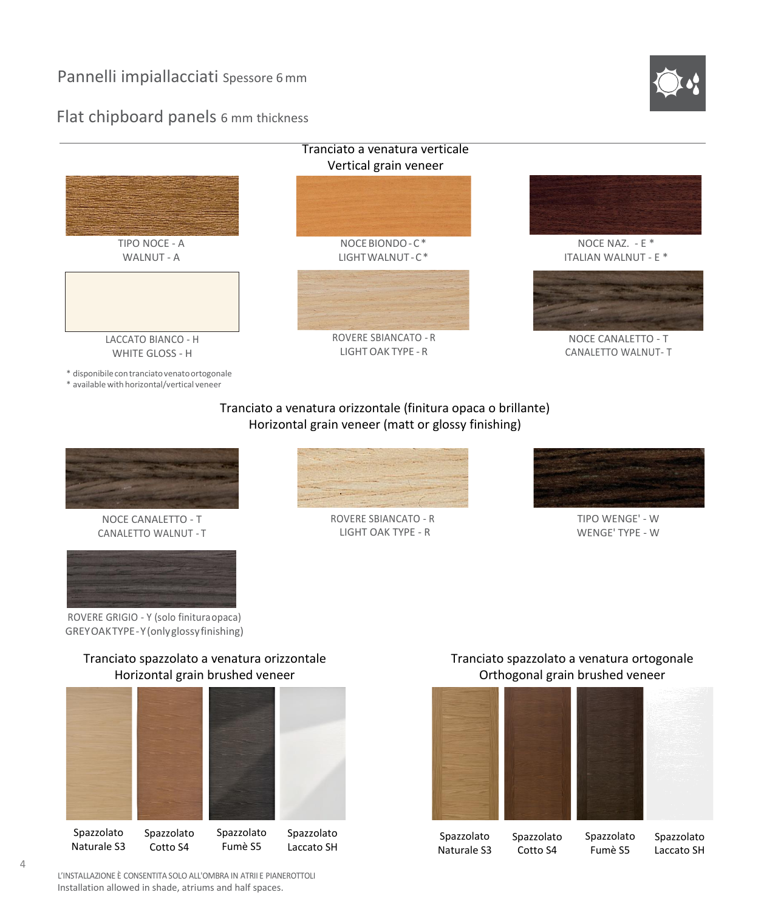# Pannelli impiallacciati Spessore 6 mm

# Flat chipboard panels 6 mm thickness

## Tranciato a venatura verticale
## Vertical grain veneer

TIPO NOCE - A
WALNUT - A

NOCE BIONDO - C *
LIGHT WALNUT - C *

NOCE NAZ. - E *
ITALIAN WALNUT - E *

LACCATO BIANCO - H
WHITE GLOSS - H

ROVERE SBIANCATO - R
LIGHT OAK TYPE - R

NOCE CANALETTO - T
CANALETTO WALNUT- T

\* disponibile con tranciato venato ortogonale
\* available with horizontal/vertical veneer

## Tranciato a venatura orizzontale (finitura opaca o brillante)
## Horizontal grain veneer (matt or glossy finishing)

NOCE CANALETTO - T
CANALETTO WALNUT - T

ROVERE SBIANCATO - R
LIGHT OAK TYPE - R

TIPO WENGE' - W
WENGE' TYPE - W

ROVERE GRIGIO - Y (solo finitura opaca)
GREY OAK TYPE - Y (only glossy finishing)

## Tranciato spazzolato a venatura orizzontale
## Horizontal grain brushed veneer

Spazzolato Naturale S3

Spazzolato Cotto S4

Spazzolato Fumè S5

Spazzolato Laccato SH

## Tranciato spazzolato a venatura ortogonale
## Orthogonal grain brushed veneer

Spazzolato Naturale S3

Spazzolato Cotto S4

Spazzolato Fumè S5

Spazzolato Laccato SH

L'INSTALLAZIONE È CONSENTITA SOLO ALL'OMBRA IN ATRII E PIANEROTTOLI
Installation allowed in shade, atriums and half spaces.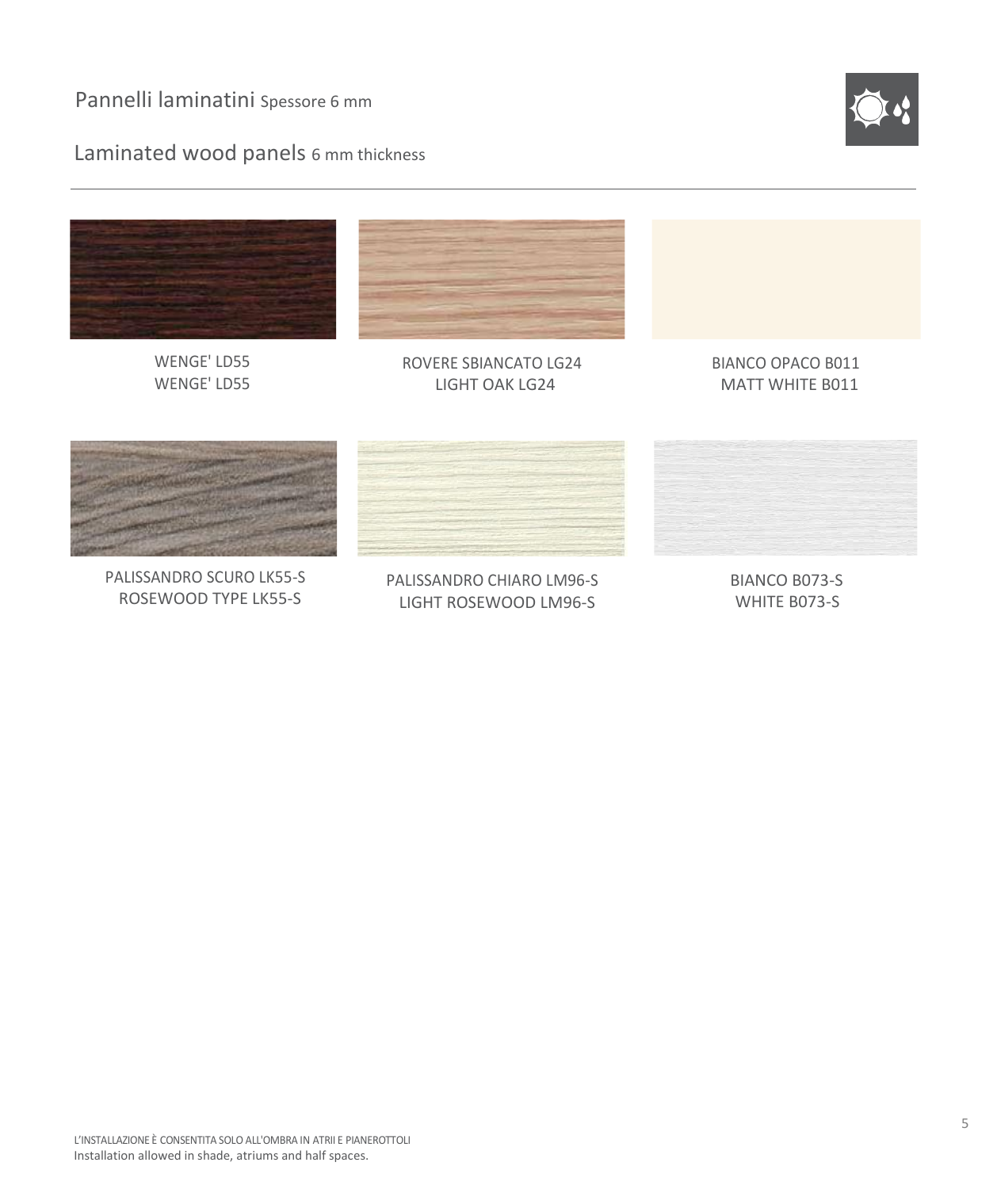# Pannelli laminatini Spessore 6 mm

# Laminated wood panels 6 mm thickness

WENGE' LD55
WENGE' LD55

ROVERE SBIANCATO LG24
LIGHT OAK LG24

BIANCO OPACO B011
MATT WHITE B011

PALISSANDRO SCURO LK55-S
ROSEWOOD TYPE LK55-S

PALISSANDRO CHIARO LM96-S
LIGHT ROSEWOOD LM96-S

BIANCO B073-S
WHITE B073-S

L'INSTALLAZIONE È CONSENTITA SOLO ALL'OMBRA IN ATRII E PIANEROTTOLI
Installation allowed in shade, atriums and half spaces.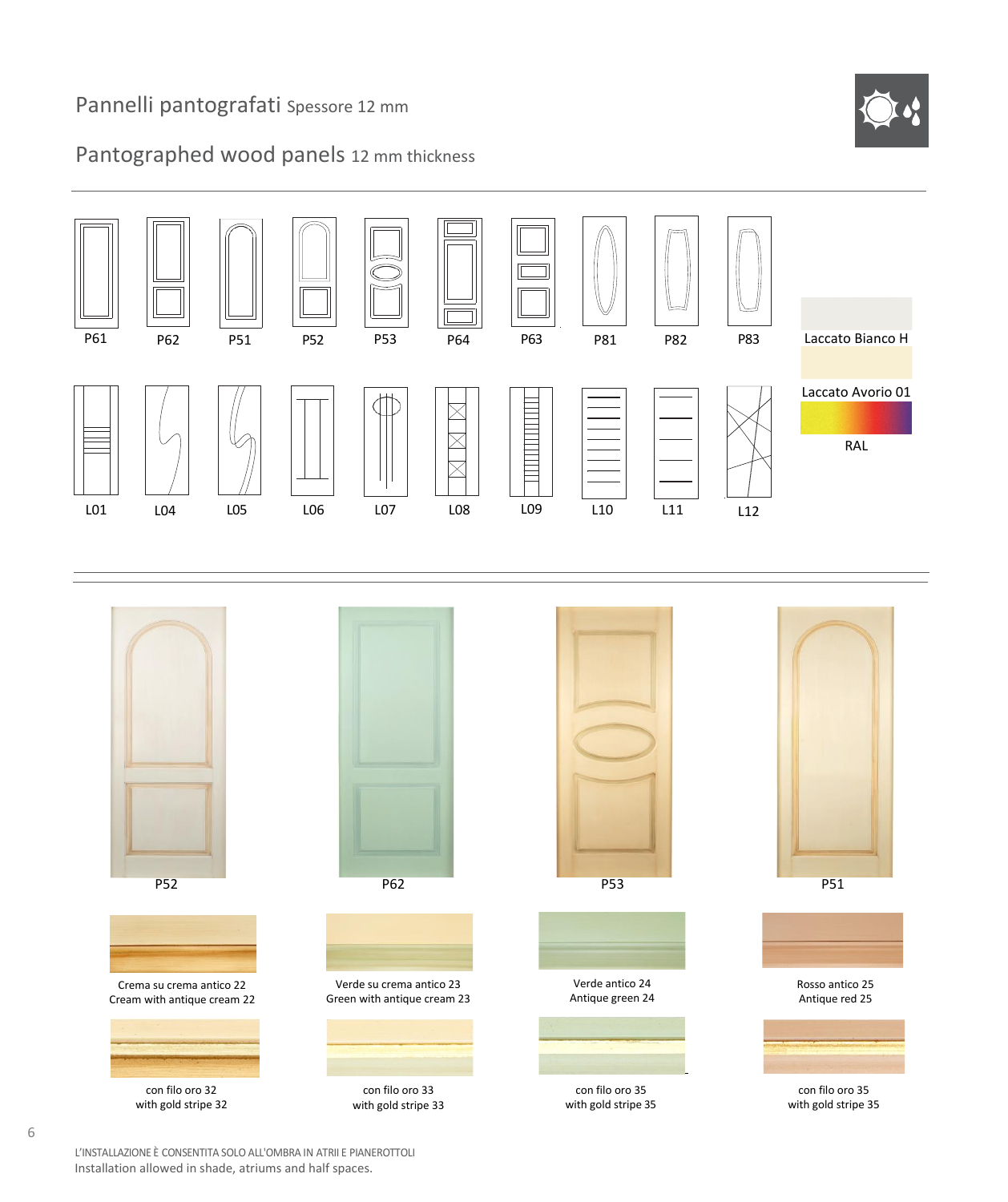# Pannelli pantografati Spessore 12 mm

## Pantographed wood panels 12 mm thickness

P61 P62 P51 P52 P53 P64 P63 P81 P82 P83

L01 L04 L05 L06 L07 L08 L09 L10 L11 L12

Laccato Bianco H

Laccato Avorio 01

RAL

P52 P62 P53 P51

Crema su crema antico 22
Cream with antique cream 22

Verde su crema antico 23
Green with antique cream 23

Verde antico 24
Antique green 24

Rosso antico 25
Antique red 25

con filo oro 32
with gold stripe 32

con filo oro 33
with gold stripe 33

con filo oro 35
with gold stripe 35

con filo oro 35
with gold stripe 35

L'INSTALLAZIONE È CONSENTITA SOLO ALL'OMBRA IN ATRII E PIANEROTTOLI
Installation allowed in shade, atriums and half spaces.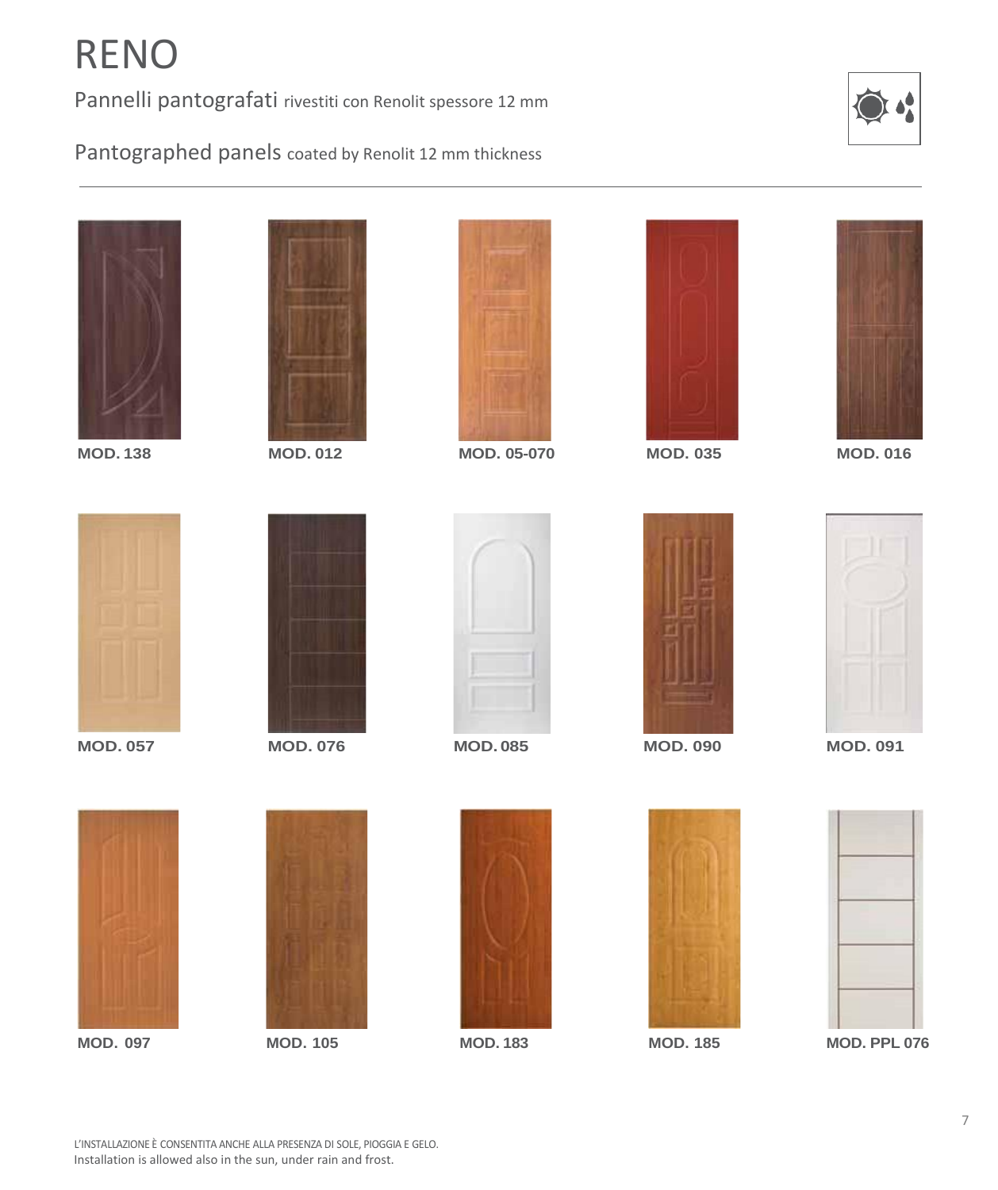# RENO

Pannelli pantografati rivestiti con Renolit spessore 12 mm

Pantographed panels coated by Renolit 12 mm thickness

**MOD. 138**

**MOD. 012**

**MOD. 05-070**

**MOD. 035**

**MOD. 016**

**MOD. 057**

**MOD. 076**

**MOD. 085**

**MOD. 090**

**MOD. 091**

**MOD. 097**

**MOD. 105**

**MOD. 183**

**MOD. 185**

**MOD. PPL 076**

L'INSTALLAZIONE È CONSENTITA ANCHE ALLA PRESENZA DI SOLE, PIOGGIA E GELO.
Installation is allowed also in the sun, under rain and frost.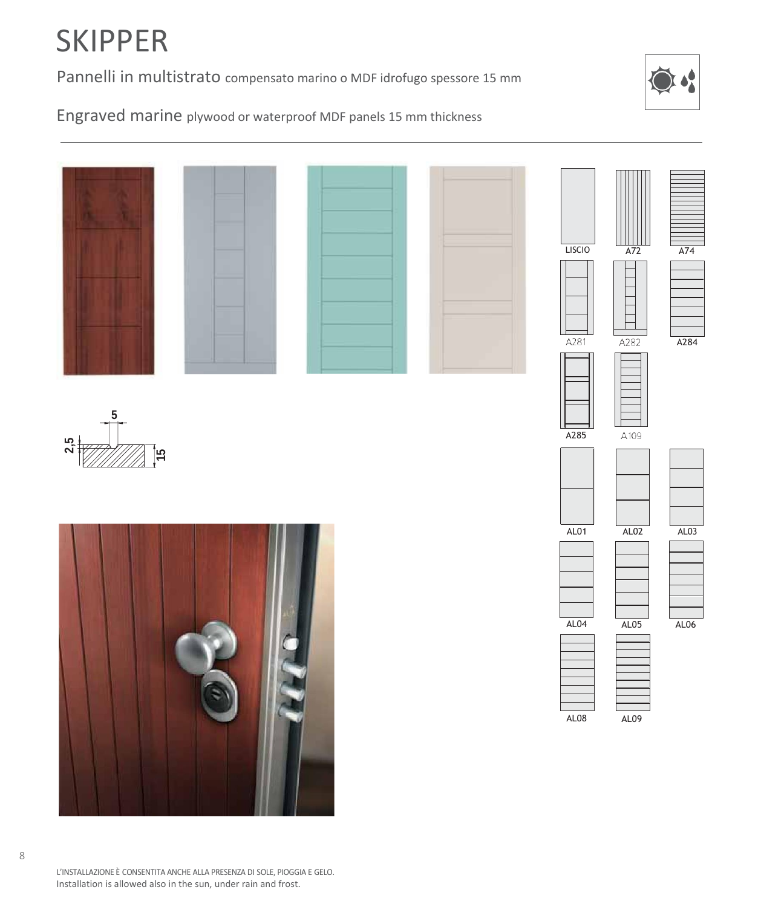# SKIPPER

## Pannelli in multistrato compensato marino o MDF idrofugo spessore 15 mm

## Engraved marine plywood or waterproof MDF panels 15 mm thickness

5

2,5

15

LISCIO A72 A74

A281 A282 A284

A285 A109

AL01 AL02 AL03

AL04 AL05 AL06

AL08 AL09

L'INSTALLAZIONE È CONSENTITA ANCHE ALLA PRESENZA DI SOLE, PIOGGIA E GELO.
Installation is allowed also in the sun, under rain and frost.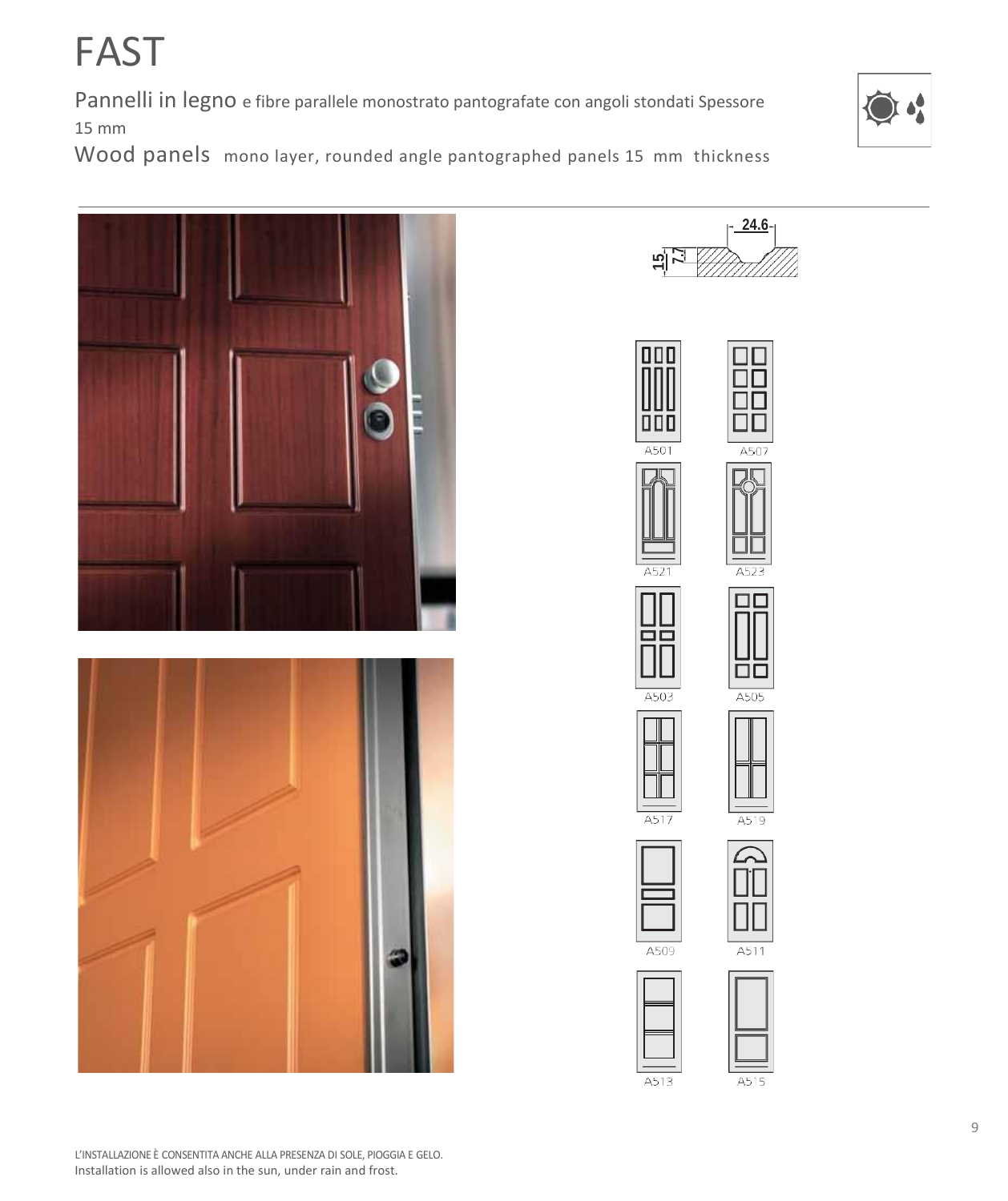# FAST

Pannelli in legno e fibre parallele monostrato pantografate con angoli stondati Spessore 15 mm

Wood panels mono layer, rounded angle pantographed panels 15 mm thickness

24.6

15

7.7

A501 A507

A521 A523

A503 A505

A517 A519

A509 A511

A513 A515

L'INSTALLAZIONE È CONSENTITA ANCHE ALLA PRESENZA DI SOLE, PIOGGIA E GELO.
Installation is allowed also in the sun, under rain and frost.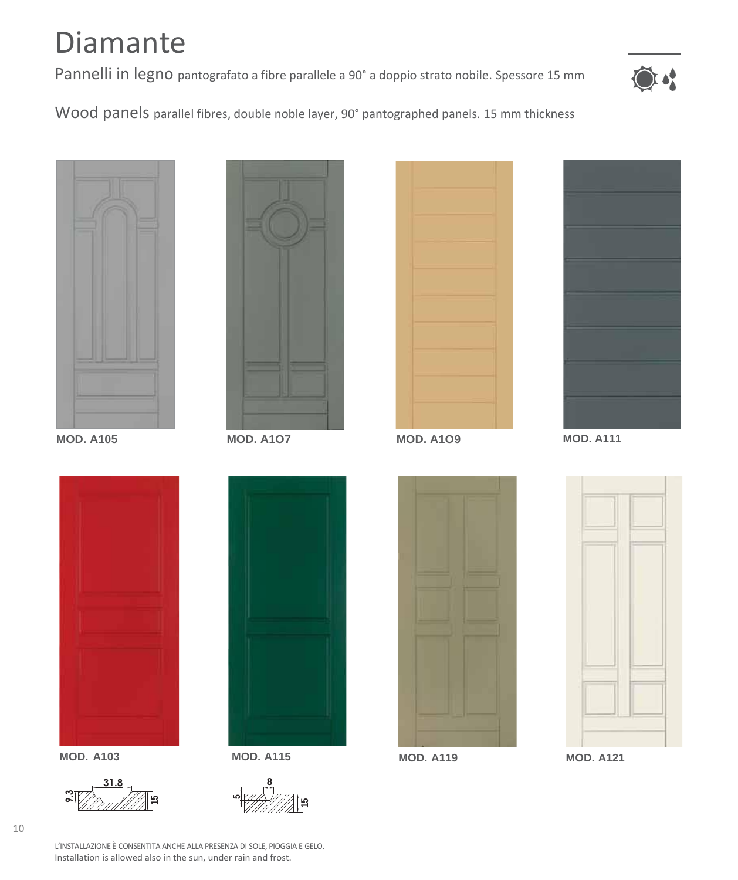# Diamante

Pannelli in legno pantografato a fibre parallele a 90° a doppio strato nobile. Spessore 15 mm

Wood panels parallel fibres, double noble layer, 90° pantographed panels. 15 mm thickness

**MOD. A105**

**MOD. A1O7**

**MOD. A1O9**

**MOD. A111**

**MOD. A103**

**MOD. A115**

**MOD. A119**

**MOD. A121**

31.8 9.3 15

8 5 15

L'INSTALLAZIONE È CONSENTITA ANCHE ALLA PRESENZA DI SOLE, PIOGGIA E GELO.
Installation is allowed also in the sun, under rain and frost.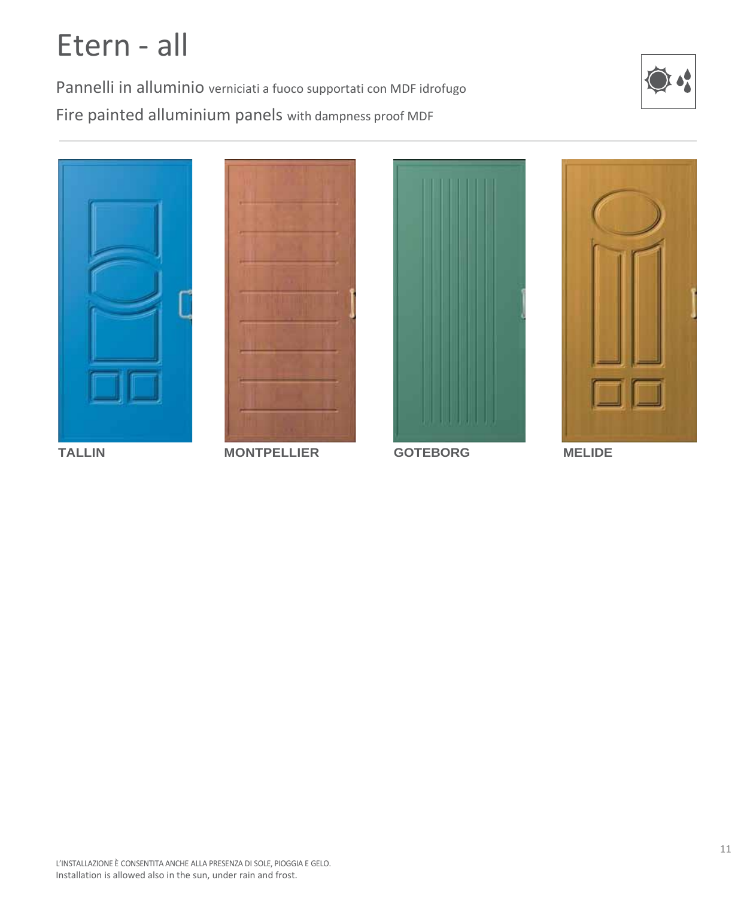# Etern - all

Pannelli in alluminio verniciati a fuoco supportati con MDF idrofugo

Fire painted alluminium panels with dampness proof MDF

**TALLIN**

**MONTPELLIER**

**GOTEBORG**

**MELIDE**

L'INSTALLAZIONE È CONSENTITA ANCHE ALLA PRESENZA DI SOLE, PIOGGIA E GELO.

Installation is allowed also in the sun, under rain and frost.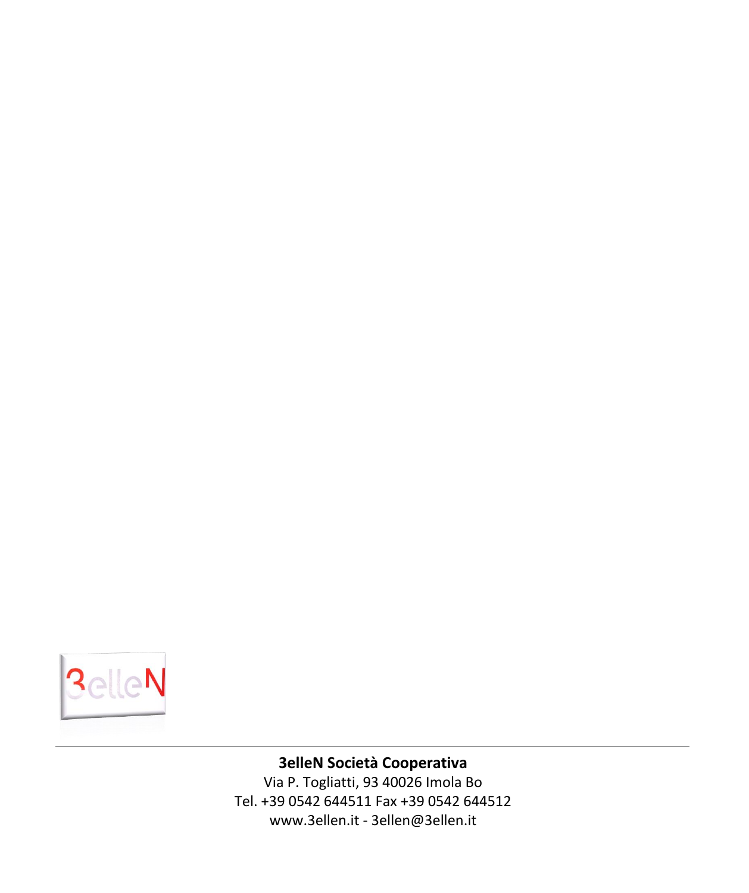**3elleN Società Cooperativa**

Via P. Togliatti, 93 40026 Imola Bo

Tel. +39 0542 644511 Fax +39 0542 644512

www.3ellen.it - 3ellen@3ellen.it